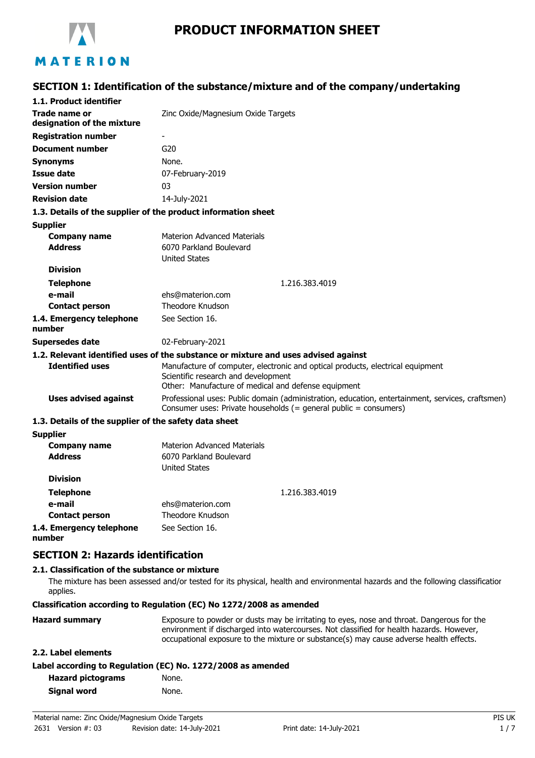# PRODUCT INFORMATION SHEET

MATERION

## SECTION 1: Identification of the substance/mixture and of the company/undertaking

### 1.1. Product identifier

| | |
|---|---|
| **Trade name or designation of the mixture** | Zinc Oxide/Magnesium Oxide Targets |
| **Registration number** | - |
| **Document number** | G20 |
| **Synonyms** | None. |
| **Issue date** | 07-February-2019 |
| **Version number** | 03 |
| **Revision date** | 14-July-2021 |

### 1.3. Details of the supplier of the product information sheet

**Supplier**

| | |
|---|---|
| **Company name** | Materion Advanced Materials |
| **Address** | 6070 Parkland Boulevard<br>United States |
| **Division** | |
| **Telephone** | 1.216.383.4019 |
| **e-mail** | ehs@materion.com |
| **Contact person** | Theodore Knudson |
| **1.4. Emergency telephone number** | See Section 16. |
| **Supersedes date** | 02-February-2021 |

### 1.2. Relevant identified uses of the substance or mixture and uses advised against

| | |
|---|---|
| **Identified uses** | Manufacture of computer, electronic and optical products, electrical equipment<br>Scientific research and development<br>Other: Manufacture of medical and defense equipment |
| **Uses advised against** | Professional uses: Public domain (administration, education, entertainment, services, craftsmen)<br>Consumer uses: Private households (= general public = consumers) |

### 1.3. Details of the supplier of the safety data sheet

**Supplier**

| | |
|---|---|
| **Company name** | Materion Advanced Materials |
| **Address** | 6070 Parkland Boulevard<br>United States |
| **Division** | |
| **Telephone** | 1.216.383.4019 |
| **e-mail** | ehs@materion.com |
| **Contact person** | Theodore Knudson |
| **1.4. Emergency telephone number** | See Section 16. |

## SECTION 2: Hazards identification

### 2.1. Classification of the substance or mixture

The mixture has been assessed and/or tested for its physical, health and environmental hazards and the following classificatior applies.

**Classification according to Regulation (EC) No 1272/2008 as amended**

| | |
|---|---|
| **Hazard summary** | Exposure to powder or dusts may be irritating to eyes, nose and throat. Dangerous for the environment if discharged into watercourses. Not classified for health hazards. However, occupational exposure to the mixture or substance(s) may cause adverse health effects. |

### 2.2. Label elements

**Label according to Regulation (EC) No. 1272/2008 as amended**

| | |
|---|---|
| **Hazard pictograms** | None. |
| **Signal word** | None. |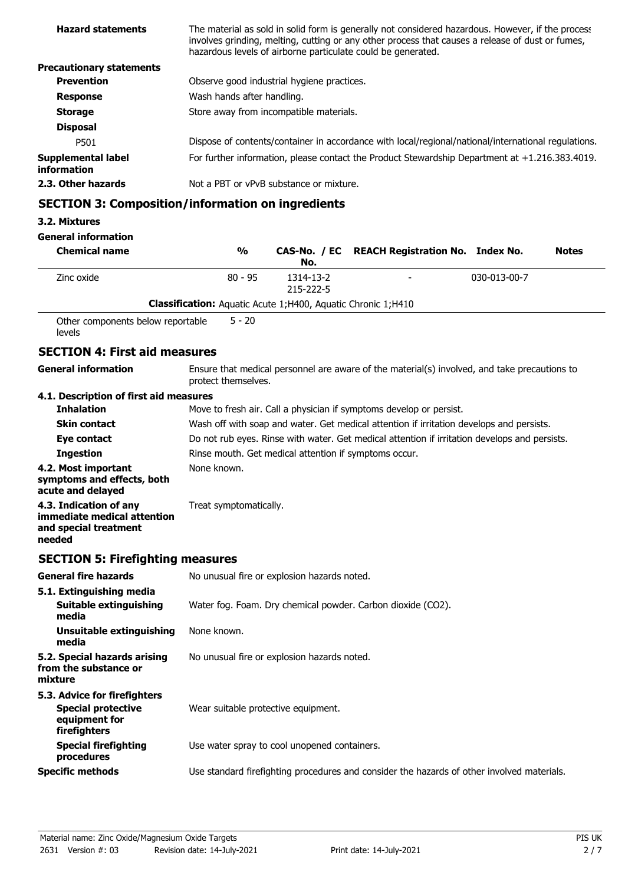**Hazard statements** The material as sold in solid form is generally not considered hazardous. However, if the process involves grinding, melting, cutting or any other process that causes a release of dust or fumes, hazardous levels of airborne particulate could be generated.

**Precautionary statements**

**Prevention** Observe good industrial hygiene practices.

**Response** Wash hands after handling.

**Storage** Store away from incompatible materials.

**Disposal**

P501 Dispose of contents/container in accordance with local/regional/national/international regulations.

**Supplemental label information** For further information, please contact the Product Stewardship Department at +1.216.383.4019.

**2.3. Other hazards** Not a PBT or vPvB substance or mixture.

## SECTION 3: Composition/information on ingredients

### 3.2. Mixtures

**General information**

| Chemical name | % | CAS-No. / EC No. | REACH Registration No. | Index No. | Notes |
|---|---|---|---|---|---|
| Zinc oxide | 80 - 95 | 1314-13-2<br>215-222-5 | - | 030-013-00-7 | |
| **Classification:** Aquatic Acute 1;H400, Aquatic Chronic 1;H410 | | | | | |
| Other components below reportable levels | 5 - 20 | | | | |

## SECTION 4: First aid measures

**General information** Ensure that medical personnel are aware of the material(s) involved, and take precautions to protect themselves.

### 4.1. Description of first aid measures

**Inhalation** Move to fresh air. Call a physician if symptoms develop or persist.

**Skin contact** Wash off with soap and water. Get medical attention if irritation develops and persists.

**Eye contact** Do not rub eyes. Rinse with water. Get medical attention if irritation develops and persists.

**Ingestion** Rinse mouth. Get medical attention if symptoms occur.

**4.2. Most important symptoms and effects, both acute and delayed** None known.

**4.3. Indication of any immediate medical attention and special treatment needed** Treat symptomatically.

## SECTION 5: Firefighting measures

**General fire hazards** No unusual fire or explosion hazards noted.

**5.1. Extinguishing media**

**Suitable extinguishing media** Water fog. Foam. Dry chemical powder. Carbon dioxide ($CO_2$).

**Unsuitable extinguishing media** None known.

**5.2. Special hazards arising from the substance or mixture** No unusual fire or explosion hazards noted.

**5.3. Advice for firefighters**

**Special protective equipment for firefighters** Wear suitable protective equipment.

**Special firefighting procedures** Use water spray to cool unopened containers.

**Specific methods** Use standard firefighting procedures and consider the hazards of other involved materials.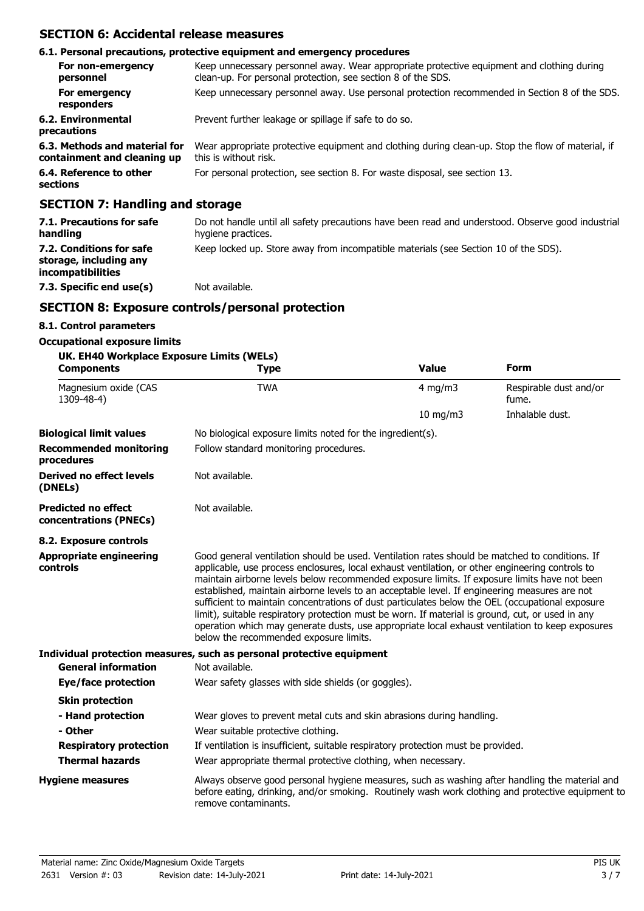## SECTION 6: Accidental release measures

### 6.1. Personal precautions, protective equipment and emergency procedures

| | |
|---|---|
| **For non-emergency personnel** | Keep unnecessary personnel away. Wear appropriate protective equipment and clothing during clean-up. For personal protection, see section 8 of the SDS. |
| **For emergency responders** | Keep unnecessary personnel away. Use personal protection recommended in Section 8 of the SDS. |
| **6.2. Environmental precautions** | Prevent further leakage or spillage if safe to do so. |
| **6.3. Methods and material for containment and cleaning up** | Wear appropriate protective equipment and clothing during clean-up. Stop the flow of material, if this is without risk. |
| **6.4. Reference to other sections** | For personal protection, see section 8. For waste disposal, see section 13. |

## SECTION 7: Handling and storage

| | |
|---|---|
| **7.1. Precautions for safe handling** | Do not handle until all safety precautions have been read and understood. Observe good industrial hygiene practices. |
| **7.2. Conditions for safe storage, including any incompatibilities** | Keep locked up. Store away from incompatible materials (see Section 10 of the SDS). |
| **7.3. Specific end use(s)** | Not available. |

## SECTION 8: Exposure controls/personal protection

### 8.1. Control parameters

**Occupational exposure limits**

**UK. EH40 Workplace Exposure Limits (WELs)**

| Components | Type | Value | Form |
|---|---|---|---|
| Magnesium oxide (CAS 1309-48-4) | TWA | 4 mg/m3 | Respirable dust and/or fume. |
| | | 10 mg/m3 | Inhalable dust. |

| | |
|---|---|
| **Biological limit values** | No biological exposure limits noted for the ingredient(s). |
| **Recommended monitoring procedures** | Follow standard monitoring procedures. |
| **Derived no effect levels (DNELs)** | Not available. |
| **Predicted no effect concentrations (PNECs)** | Not available. |

### 8.2. Exposure controls

| | |
|---|---|
| **Appropriate engineering controls** | Good general ventilation should be used. Ventilation rates should be matched to conditions. If applicable, use process enclosures, local exhaust ventilation, or other engineering controls to maintain airborne levels below recommended exposure limits. If exposure limits have not been established, maintain airborne levels to an acceptable level. If engineering measures are not sufficient to maintain concentrations of dust particulates below the OEL (occupational exposure limit), suitable respiratory protection must be worn. If material is ground, cut, or used in any operation which may generate dusts, use appropriate local exhaust ventilation to keep exposures below the recommended exposure limits. |

**Individual protection measures, such as personal protective equipment**

| | |
|---|---|
| **General information** | Not available. |
| **Eye/face protection** | Wear safety glasses with side shields (or goggles). |
| **Skin protection** | |
| **- Hand protection** | Wear gloves to prevent metal cuts and skin abrasions during handling. |
| **- Other** | Wear suitable protective clothing. |
| **Respiratory protection** | If ventilation is insufficient, suitable respiratory protection must be provided. |
| **Thermal hazards** | Wear appropriate thermal protective clothing, when necessary. |
| **Hygiene measures** | Always observe good personal hygiene measures, such as washing after handling the material and before eating, drinking, and/or smoking. Routinely wash work clothing and protective equipment to remove contaminants. |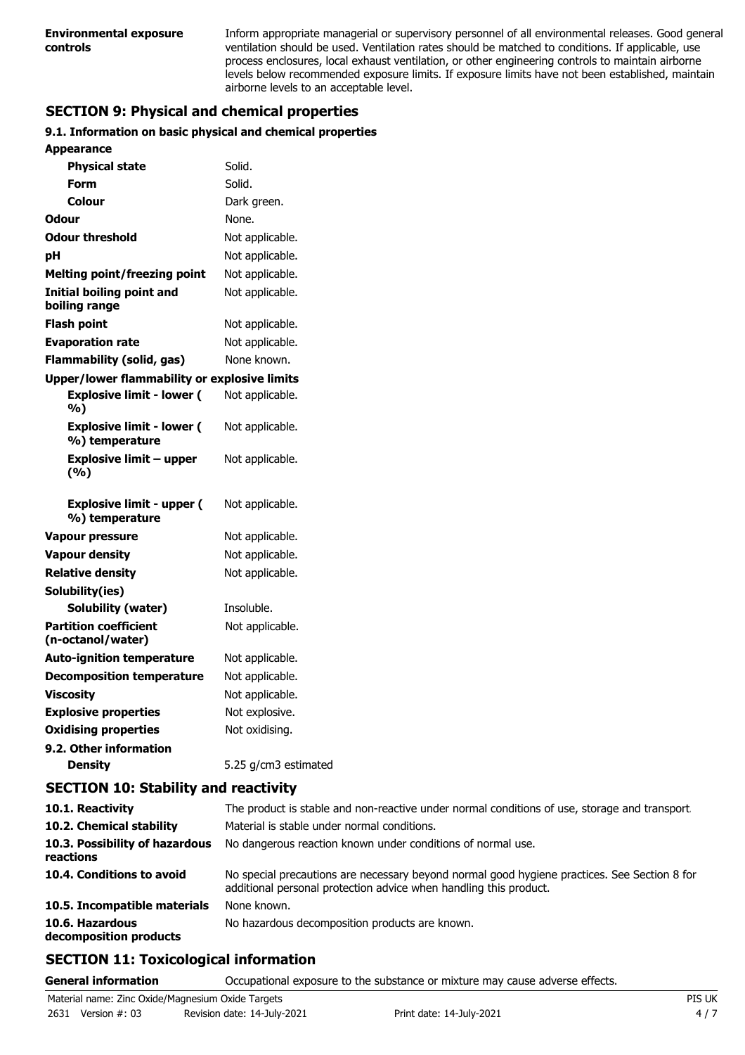| | |
|---|---|
| **Environmental exposure controls** | Inform appropriate managerial or supervisory personnel of all environmental releases. Good general ventilation should be used. Ventilation rates should be matched to conditions. If applicable, use process enclosures, local exhaust ventilation, or other engineering controls to maintain airborne levels below recommended exposure limits. If exposure limits have not been established, maintain airborne levels to an acceptable level. |

## SECTION 9: Physical and chemical properties

### 9.1. Information on basic physical and chemical properties

| | |
|---|---|
| **Appearance** | |
| **Physical state** | Solid. |
| **Form** | Solid. |
| **Colour** | Dark green. |
| **Odour** | None. |
| **Odour threshold** | Not applicable. |
| **pH** | Not applicable. |
| **Melting point/freezing point** | Not applicable. |
| **Initial boiling point and boiling range** | Not applicable. |
| **Flash point** | Not applicable. |
| **Evaporation rate** | Not applicable. |
| **Flammability (solid, gas)** | None known. |
| **Upper/lower flammability or explosive limits** | |
| **Explosive limit - lower ( %)** | Not applicable. |
| **Explosive limit - lower ( %) temperature** | Not applicable. |
| **Explosive limit – upper (%)** | Not applicable. |
| **Explosive limit - upper ( %) temperature** | Not applicable. |
| **Vapour pressure** | Not applicable. |
| **Vapour density** | Not applicable. |
| **Relative density** | Not applicable. |
| **Solubility(ies)** | |
| **Solubility (water)** | Insoluble. |
| **Partition coefficient (n-octanol/water)** | Not applicable. |
| **Auto-ignition temperature** | Not applicable. |
| **Decomposition temperature** | Not applicable. |
| **Viscosity** | Not applicable. |
| **Explosive properties** | Not explosive. |
| **Oxidising properties** | Not oxidising. |
| **9.2. Other information** | |
| **Density** | 5.25 g/cm3 estimated |

## SECTION 10: Stability and reactivity

| | |
|---|---|
| **10.1. Reactivity** | The product is stable and non-reactive under normal conditions of use, storage and transport. |
| **10.2. Chemical stability** | Material is stable under normal conditions. |
| **10.3. Possibility of hazardous reactions** | No dangerous reaction known under conditions of normal use. |
| **10.4. Conditions to avoid** | No special precautions are necessary beyond normal good hygiene practices. See Section 8 for additional personal protection advice when handling this product. |
| **10.5. Incompatible materials** | None known. |
| **10.6. Hazardous decomposition products** | No hazardous decomposition products are known. |

## SECTION 11: Toxicological information

| | |
|---|---|
| **General information** | Occupational exposure to the substance or mixture may cause adverse effects. |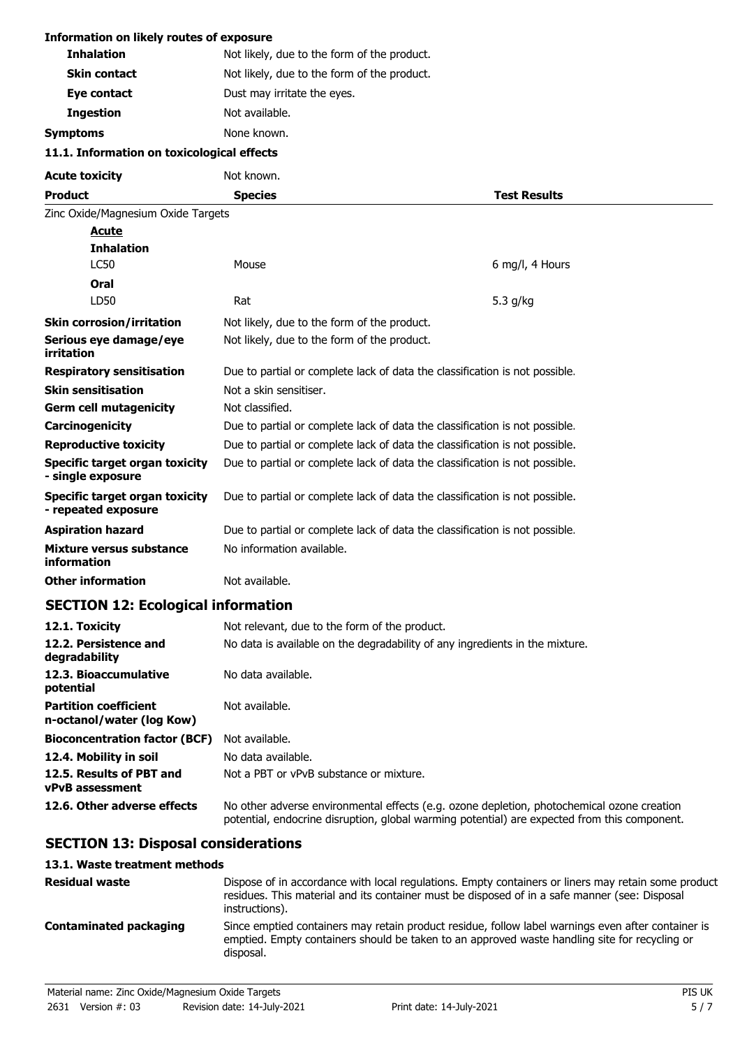**Information on likely routes of exposure**

| | |
|---|---|
| **Inhalation** | Not likely, due to the form of the product. |
| **Skin contact** | Not likely, due to the form of the product. |
| **Eye contact** | Dust may irritate the eyes. |
| **Ingestion** | Not available. |
| **Symptoms** | None known. |

**11.1. Information on toxicological effects**

| | | |
|---|---|---|
| **Acute toxicity** | Not known. | |
| **Product** | **Species** | **Test Results** |
| Zinc Oxide/Magnesium Oxide Targets | | |
| **Acute** | | |
| **Inhalation** | | |
| LC50 | Mouse | 6 mg/l, 4 Hours |
| **Oral** | | |
| LD50 | Rat | 5.3 g/kg |

| | |
|---|---|
| **Skin corrosion/irritation** | Not likely, due to the form of the product. |
| **Serious eye damage/eye irritation** | Not likely, due to the form of the product. |
| **Respiratory sensitisation** | Due to partial or complete lack of data the classification is not possible. |
| **Skin sensitisation** | Not a skin sensitiser. |
| **Germ cell mutagenicity** | Not classified. |
| **Carcinogenicity** | Due to partial or complete lack of data the classification is not possible. |
| **Reproductive toxicity** | Due to partial or complete lack of data the classification is not possible. |
| **Specific target organ toxicity - single exposure** | Due to partial or complete lack of data the classification is not possible. |
| **Specific target organ toxicity - repeated exposure** | Due to partial or complete lack of data the classification is not possible. |
| **Aspiration hazard** | Due to partial or complete lack of data the classification is not possible. |
| **Mixture versus substance information** | No information available. |
| **Other information** | Not available. |

## SECTION 12: Ecological information

| | |
|---|---|
| **12.1. Toxicity** | Not relevant, due to the form of the product. |
| **12.2. Persistence and degradability** | No data is available on the degradability of any ingredients in the mixture. |
| **12.3. Bioaccumulative potential** | No data available. |
| **Partition coefficient n-octanol/water (log Kow)** | Not available. |
| **Bioconcentration factor (BCF)** | Not available. |
| **12.4. Mobility in soil** | No data available. |
| **12.5. Results of PBT and vPvB assessment** | Not a PBT or vPvB substance or mixture. |
| **12.6. Other adverse effects** | No other adverse environmental effects (e.g. ozone depletion, photochemical ozone creation potential, endocrine disruption, global warming potential) are expected from this component. |

## SECTION 13: Disposal considerations

**13.1. Waste treatment methods**

| | |
|---|---|
| **Residual waste** | Dispose of in accordance with local regulations. Empty containers or liners may retain some product residues. This material and its container must be disposed of in a safe manner (see: Disposal instructions). |
| **Contaminated packaging** | Since emptied containers may retain product residue, follow label warnings even after container is emptied. Empty containers should be taken to an approved waste handling site for recycling or disposal. |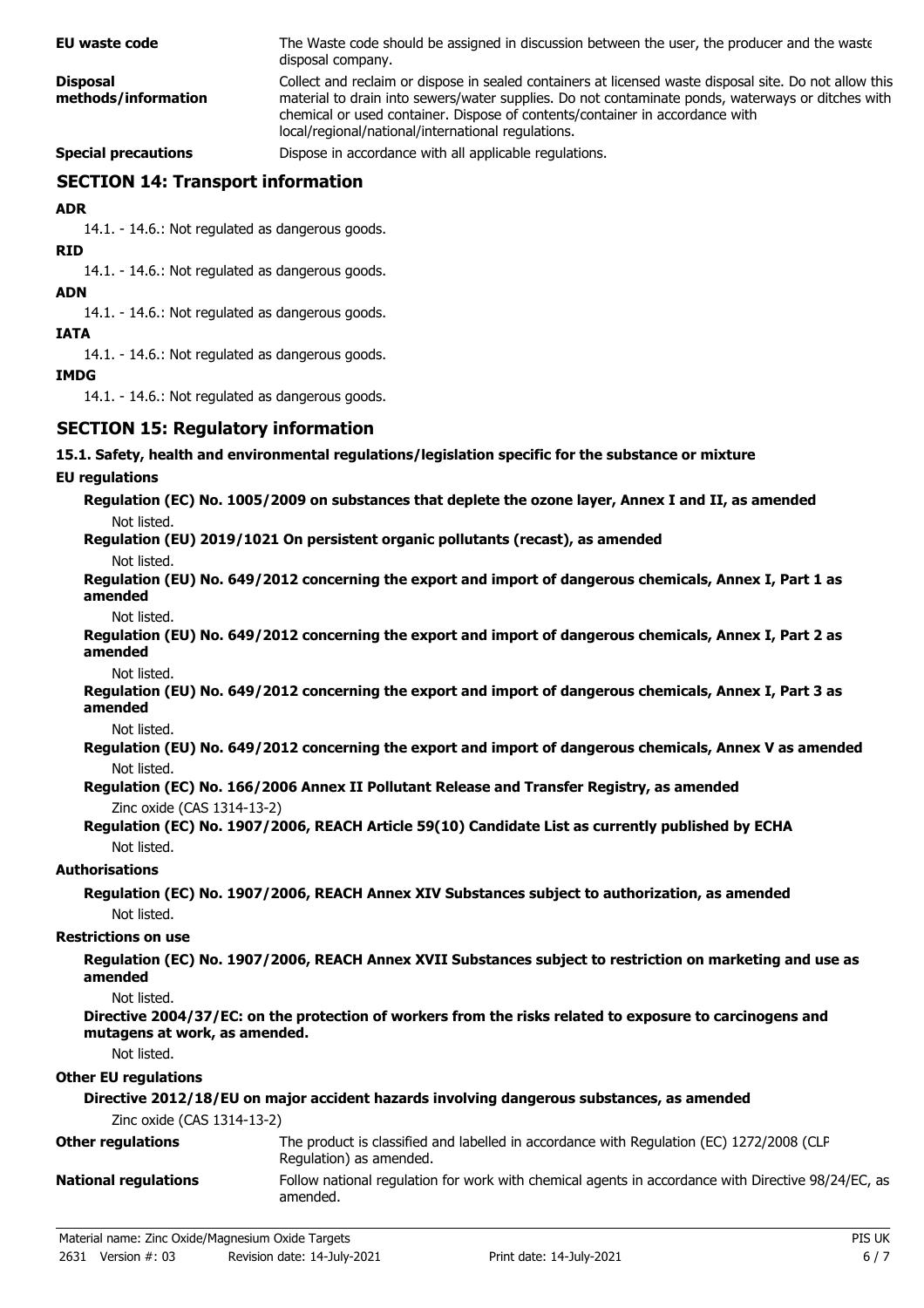| | |
|---|---|
| **EU waste code** | The Waste code should be assigned in discussion between the user, the producer and the waste disposal company. |
| **Disposal methods/information** | Collect and reclaim or dispose in sealed containers at licensed waste disposal site. Do not allow this material to drain into sewers/water supplies. Do not contaminate ponds, waterways or ditches with chemical or used container. Dispose of contents/container in accordance with local/regional/national/international regulations. |
| **Special precautions** | Dispose in accordance with all applicable regulations. |

## SECTION 14: Transport information

**ADR**

14.1. - 14.6.: Not regulated as dangerous goods.

**RID**

14.1. - 14.6.: Not regulated as dangerous goods.

**ADN**

14.1. - 14.6.: Not regulated as dangerous goods.

**IATA**

14.1. - 14.6.: Not regulated as dangerous goods.

**IMDG**

14.1. - 14.6.: Not regulated as dangerous goods.

## SECTION 15: Regulatory information

**15.1. Safety, health and environmental regulations/legislation specific for the substance or mixture**

**EU regulations**

**Regulation (EC) No. 1005/2009 on substances that deplete the ozone layer, Annex I and II, as amended**

Not listed.

**Regulation (EU) 2019/1021 On persistent organic pollutants (recast), as amended**

Not listed.

**Regulation (EU) No. 649/2012 concerning the export and import of dangerous chemicals, Annex I, Part 1 as amended**

Not listed.

**Regulation (EU) No. 649/2012 concerning the export and import of dangerous chemicals, Annex I, Part 2 as amended**

Not listed.

**Regulation (EU) No. 649/2012 concerning the export and import of dangerous chemicals, Annex I, Part 3 as amended**

Not listed.

**Regulation (EU) No. 649/2012 concerning the export and import of dangerous chemicals, Annex V as amended**

Not listed.

**Regulation (EC) No. 166/2006 Annex II Pollutant Release and Transfer Registry, as amended**

Zinc oxide (CAS 1314-13-2)

**Regulation (EC) No. 1907/2006, REACH Article 59(10) Candidate List as currently published by ECHA**

Not listed.

**Authorisations**

**Regulation (EC) No. 1907/2006, REACH Annex XIV Substances subject to authorization, as amended**

Not listed.

**Restrictions on use**

**Regulation (EC) No. 1907/2006, REACH Annex XVII Substances subject to restriction on marketing and use as amended**

Not listed.

**Directive 2004/37/EC: on the protection of workers from the risks related to exposure to carcinogens and mutagens at work, as amended.**

Not listed.

**Other EU regulations**

**Directive 2012/18/EU on major accident hazards involving dangerous substances, as amended**

Zinc oxide (CAS 1314-13-2)

| | |
|---|---|
| **Other regulations** | The product is classified and labelled in accordance with Regulation (EC) 1272/2008 (CLP Regulation) as amended. |
| **National regulations** | Follow national regulation for work with chemical agents in accordance with Directive 98/24/EC, as amended. |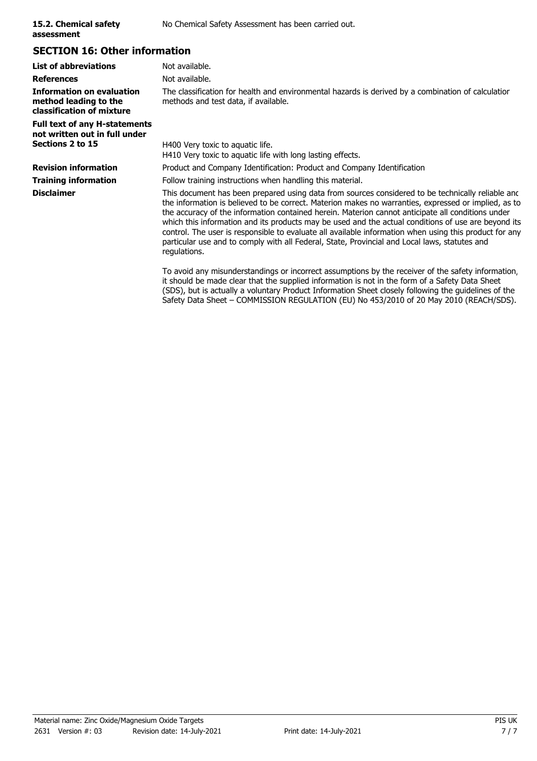**15.2. Chemical safety assessment**

No Chemical Safety Assessment has been carried out.

## SECTION 16: Other information

| | |
|---|---|
| **List of abbreviations** | Not available. |
| **References** | Not available. |
| **Information on evaluation method leading to the classification of mixture** | The classification for health and environmental hazards is derived by a combination of calculation methods and test data, if available. |
| **Full text of any H-statements not written out in full under Sections 2 to 15** | H400 Very toxic to aquatic life.<br>H410 Very toxic to aquatic life with long lasting effects. |
| **Revision information** | Product and Company Identification: Product and Company Identification |
| **Training information** | Follow training instructions when handling this material. |
| **Disclaimer** | This document has been prepared using data from sources considered to be technically reliable and the information is believed to be correct. Materion makes no warranties, expressed or implied, as to the accuracy of the information contained herein. Materion cannot anticipate all conditions under which this information and its products may be used and the actual conditions of use are beyond its control. The user is responsible to evaluate all available information when using this product for any particular use and to comply with all Federal, State, Provincial and Local laws, statutes and regulations.<br><br>To avoid any misunderstandings or incorrect assumptions by the receiver of the safety information, it should be made clear that the supplied information is not in the form of a Safety Data Sheet (SDS), but is actually a voluntary Product Information Sheet closely following the guidelines of the Safety Data Sheet – COMMISSION REGULATION (EU) No 453/2010 of 20 May 2010 (REACH/SDS). |

Material name: Zinc Oxide/Magnesium Oxide Targets
2631 Version #: 03 Revision date: 14-July-2021 Print date: 14-July-2021
PIS UK